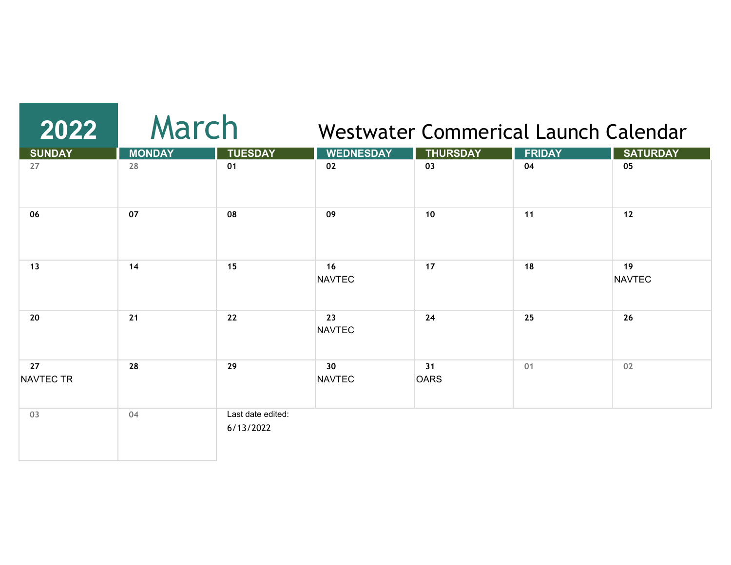# 2022 March

## Westwater Commerical Launch Calendar

| SUNDAY | MONDAY | TUESDAY | WEDNESDAY | THURSDAY | FRIDAY | SATURDAY |
|---|---|---|---|---|---|---|
| 27 | 28 | 01 | 02 | 03 | 04 | 05 |
| 06 | 07 | 08 | 09 | 10 | 11 | 12 |
| 13 | 14 | 15 | 16 NAVTEC | 17 | 18 | 19 NAVTEC |
| 20 | 21 | 22 | 23 NAVTEC | 24 | 25 | 26 |
| 27 NAVTEC TR | 28 | 29 | 30 NAVTEC | 31 OARS | 01 | 02 |
| 03 | 04 | | | | | |

Last date edited:
6/13/2022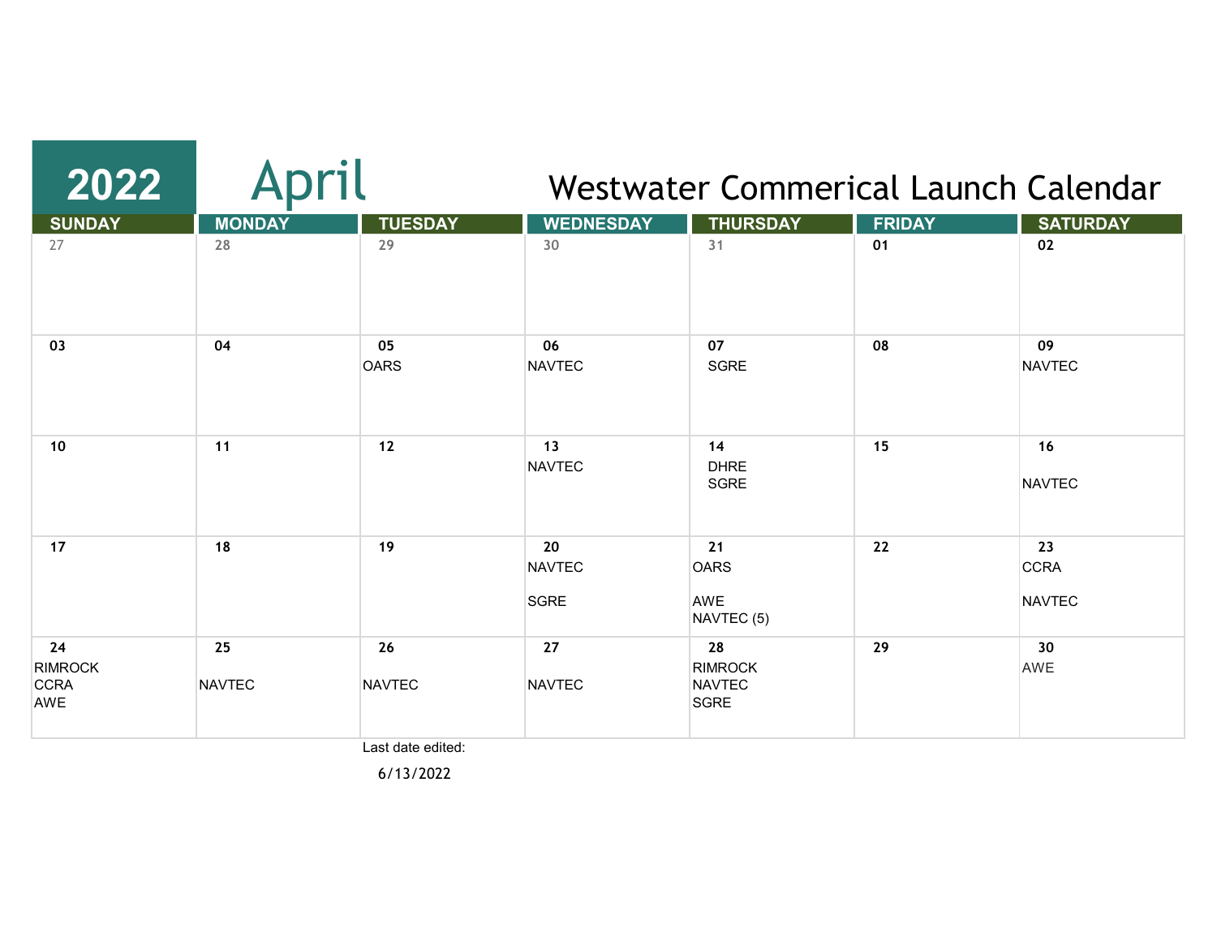# 2022 April

## Westwater Commerical Launch Calendar

| SUNDAY | MONDAY | TUESDAY | WEDNESDAY | THURSDAY | FRIDAY | SATURDAY |
|---|---|---|---|---|---|---|
| 27 | 28 | 29 | 30 | 31 | 01 | 02 |
| 03 | 04 | 05<br>OARS | 06<br>NAVTEC | 07<br>SGRE | 08 | 09<br>NAVTEC |
| 10 | 11 | 12 | 13<br>NAVTEC | 14<br>DHRE<br>SGRE | 15 | 16<br>NAVTEC |
| 17 | 18 | 19 | 20<br>NAVTEC<br>SGRE | 21<br>OARS<br>AWE<br>NAVTEC (5) | 22 | 23<br>CCRA<br>NAVTEC |
| 24<br>RIMROCK<br>CCRA<br>AWE | 25<br>NAVTEC | 26<br>NAVTEC | 27<br>NAVTEC | 28<br>RIMROCK<br>NAVTEC<br>SGRE | 29 | 30<br>AWE |

Last date edited:

6/13/2022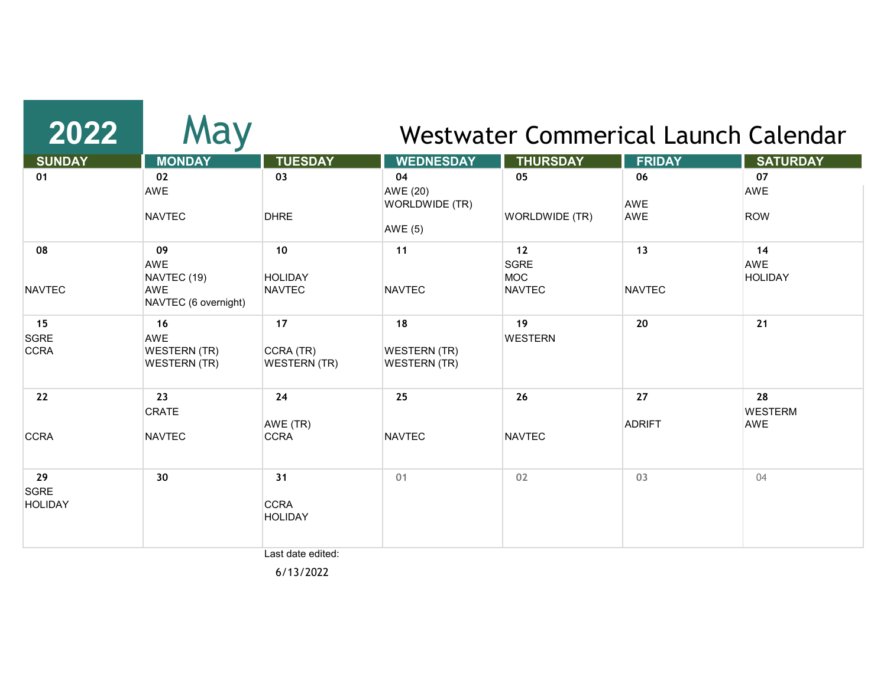# 2022 May

## Westwater Commerical Launch Calendar

| SUNDAY | MONDAY | TUESDAY | WEDNESDAY | THURSDAY | FRIDAY | SATURDAY |
|---|---|---|---|---|---|---|
| 01 | 02<br>AWE<br><br>NAVTEC | 03<br><br><br>DHRE | 04<br>AWE (20)<br>WORLDWIDE (TR)<br><br>AWE (5) | 05<br><br><br>WORLDWIDE (TR) | 06<br><br>AWE<br>AWE | 07<br>AWE<br><br>ROW |
| 08<br><br><br>NAVTEC | 09<br>AWE<br>NAVTEC (19)<br>AWE<br>NAVTEC (6 overnight) | 10<br><br>HOLIDAY<br>NAVTEC | 11<br><br><br>NAVTEC | 12<br>SGRE<br>MOC<br>NAVTEC | 13<br><br><br>NAVTEC | 14<br>AWE<br>HOLIDAY |
| 15<br>SGRE<br>CCRA | 16<br>AWE<br>WESTERN (TR)<br>WESTERN (TR) | 17<br><br>CCRA (TR)<br>WESTERN (TR) | 18<br><br>WESTERN (TR)<br>WESTERN (TR) | 19<br>WESTERN | 20 | 21 |
| 22<br><br><br>CCRA | 23<br>CRATE<br><br>NAVTEC | 24<br><br>AWE (TR)<br>CCRA | 25<br><br><br>NAVTEC | 26<br><br><br>NAVTEC | 27<br><br>ADRIFT | 28<br>WESTERM<br>AWE |
| 29<br>SGRE<br>HOLIDAY | 30 | 31<br><br>CCRA<br>HOLIDAY | 01 | 02 | 03 | 04 |

Last date edited:

6/13/2022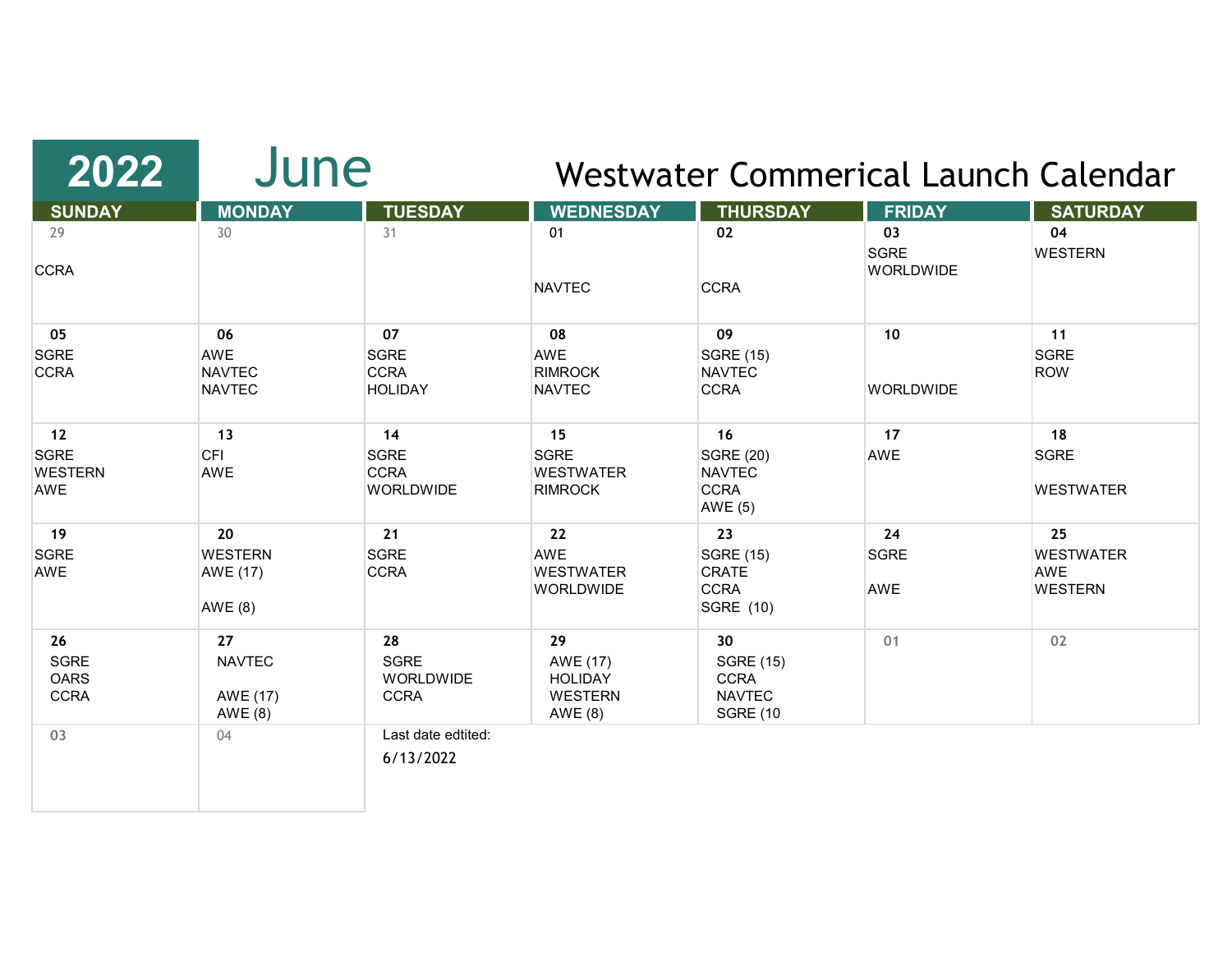# 2022 June

## Westwater Commerical Launch Calendar

| SUNDAY | MONDAY | TUESDAY | WEDNESDAY | THURSDAY | FRIDAY | SATURDAY |
|---|---|---|---|---|---|---|
| 29<br>CCRA | 30 | 31 | 01<br>NAVTEC | 02<br>CCRA | 03<br>SGRE<br>WORLDWIDE | 04<br>WESTERN |
| 05<br>SGRE<br>CCRA | 06<br>AWE<br>NAVTEC<br>NAVTEC | 07<br>SGRE<br>CCRA<br>HOLIDAY | 08<br>AWE<br>RIMROCK<br>NAVTEC | 09<br>SGRE (15)<br>NAVTEC<br>CCRA | 10<br>WORLDWIDE | 11<br>SGRE<br>ROW |
| 12<br>SGRE<br>WESTERN<br>AWE | 13<br>CFI<br>AWE | 14<br>SGRE<br>CCRA<br>WORLDWIDE | 15<br>SGRE<br>WESTWATER<br>RIMROCK | 16<br>SGRE (20)<br>NAVTEC<br>CCRA<br>AWE (5) | 17<br>AWE | 18<br>SGRE<br>WESTWATER |
| 19<br>SGRE<br>AWE | 20<br>WESTERN<br>AWE (17)<br>AWE (8) | 21<br>SGRE<br>CCRA | 22<br>AWE<br>WESTWATER<br>WORLDWIDE | 23<br>SGRE (15)<br>CRATE<br>CCRA<br>SGRE (10) | 24<br>SGRE<br>AWE | 25<br>WESTWATER<br>AWE<br>WESTERN |
| 26<br>SGRE<br>OARS<br>CCRA | 27<br>NAVTEC<br>AWE (17)<br>AWE (8) | 28<br>SGRE<br>WORLDWIDE<br>CCRA | 29<br>AWE (17)<br>HOLIDAY<br>WESTERN<br>AWE (8) | 30<br>SGRE (15)<br>CCRA<br>NAVTEC<br>SGRE (10 | 01 | 02 |
| 03 | 04 | | | | | |

Last date edtited:
6/13/2022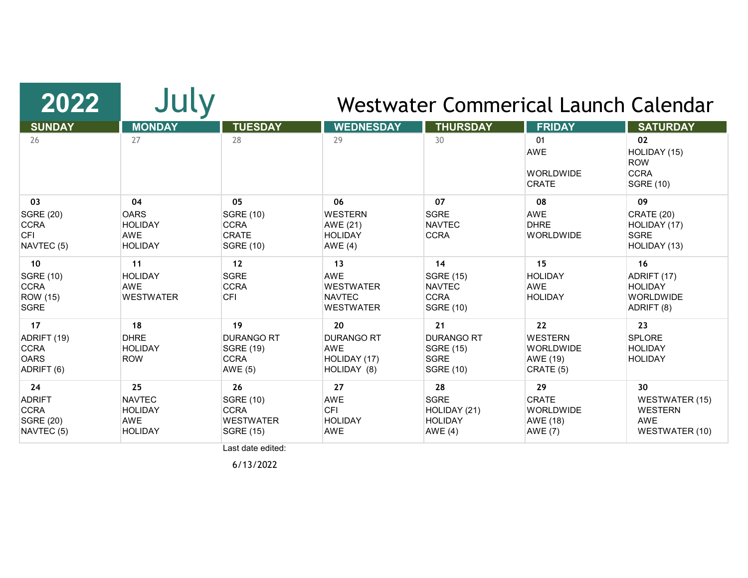# 2022 July

## Westwater Commerical Launch Calendar

| SUNDAY | MONDAY | TUESDAY | WEDNESDAY | THURSDAY | FRIDAY | SATURDAY |
|---|---|---|---|---|---|---|
| 26 | 27 | 28 | 29 | 30 | 01<br>AWE<br><br>WORLDWIDE<br>CRATE | 02<br>HOLIDAY (15)<br>ROW<br>CCRA<br>SGRE (10) |
| 03<br>SGRE (20)<br>CCRA<br>CFI<br>NAVTEC (5) | 04<br>OARS<br>HOLIDAY<br>AWE<br>HOLIDAY | 05<br>SGRE (10)<br>CCRA<br>CRATE<br>SGRE (10) | 06<br>WESTERN<br>AWE (21)<br>HOLIDAY<br>AWE (4) | 07<br>SGRE<br>NAVTEC<br>CCRA | 08<br>AWE<br>DHRE<br>WORLDWIDE | 09<br>CRATE (20)<br>HOLIDAY (17)<br>SGRE<br>HOLIDAY (13) |
| 10<br>SGRE (10)<br>CCRA<br>ROW (15)<br>SGRE | 11<br>HOLIDAY<br>AWE<br>WESTWATER | 12<br>SGRE<br>CCRA<br>CFI | 13<br>AWE<br>WESTWATER<br>NAVTEC<br>WESTWATER | 14<br>SGRE (15)<br>NAVTEC<br>CCRA<br>SGRE (10) | 15<br>HOLIDAY<br>AWE<br>HOLIDAY | 16<br>ADRIFT (17)<br>HOLIDAY<br>WORLDWIDE<br>ADRIFT (8) |
| 17<br>ADRIFT (19)<br>CCRA<br>OARS<br>ADRIFT (6) | 18<br>DHRE<br>HOLIDAY<br>ROW | 19<br>DURANGO RT<br>SGRE (19)<br>CCRA<br>AWE (5) | 20<br>DURANGO RT<br>AWE<br>HOLIDAY (17)<br>HOLIDAY (8) | 21<br>DURANGO RT<br>SGRE (15)<br>SGRE<br>SGRE (10) | 22<br>WESTERN<br>WORLDWIDE<br>AWE (19)<br>CRATE (5) | 23<br>SPLORE<br>HOLIDAY<br>HOLIDAY |
| 24<br>ADRIFT<br>CCRA<br>SGRE (20)<br>NAVTEC (5) | 25<br>NAVTEC<br>HOLIDAY<br>AWE<br>HOLIDAY | 26<br>SGRE (10)<br>CCRA<br>WESTWATER<br>SGRE (15) | 27<br>AWE<br>CFI<br>HOLIDAY<br>AWE | 28<br>SGRE<br>HOLIDAY (21)<br>HOLIDAY<br>AWE (4) | 29<br>CRATE<br>WORLDWIDE<br>AWE (18)<br>AWE (7) | 30<br>WESTWATER (15)<br>WESTERN<br>AWE<br>WESTWATER (10) |

Last date edited:

6/13/2022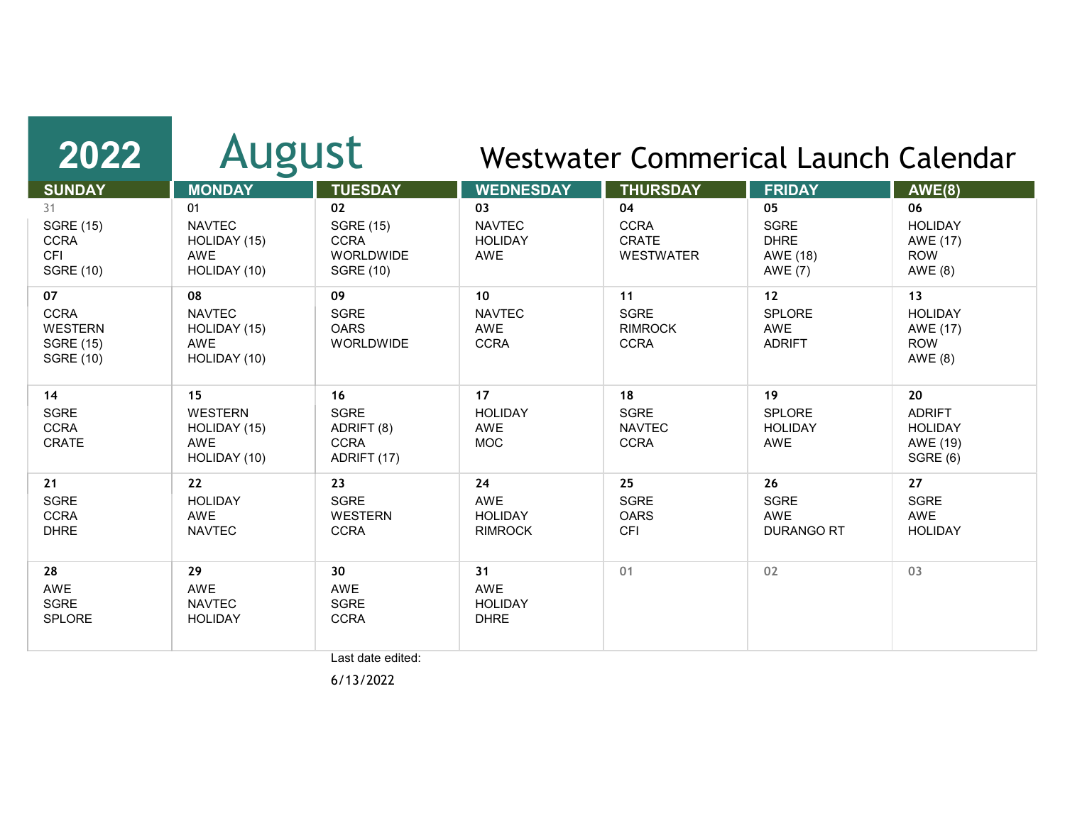# 2022 August

## Westwater Commerical Launch Calendar

| SUNDAY | MONDAY | TUESDAY | WEDNESDAY | THURSDAY | FRIDAY | AWE(8) |
|---|---|---|---|---|---|---|
| 31<br>SGRE (15)<br>CCRA<br>CFI<br>SGRE (10) | 01<br>NAVTEC<br>HOLIDAY (15)<br>AWE<br>HOLIDAY (10) | 02<br>SGRE (15)<br>CCRA<br>WORLDWIDE<br>SGRE (10) | 03<br>NAVTEC<br>HOLIDAY<br>AWE | 04<br>CCRA<br>CRATE<br>WESTWATER | 05<br>SGRE<br>DHRE<br>AWE (18)<br>AWE (7) | 06<br>HOLIDAY<br>AWE (17)<br>ROW<br>AWE (8) |
| 07<br>CCRA<br>WESTERN<br>SGRE (15)<br>SGRE (10) | 08<br>NAVTEC<br>HOLIDAY (15)<br>AWE<br>HOLIDAY (10) | 09<br>SGRE<br>OARS<br>WORLDWIDE | 10<br>NAVTEC<br>AWE<br>CCRA | 11<br>SGRE<br>RIMROCK<br>CCRA | 12<br>SPLORE<br>AWE<br>ADRIFT | 13<br>HOLIDAY<br>AWE (17)<br>ROW<br>AWE (8) |
| 14<br>SGRE<br>CCRA<br>CRATE | 15<br>WESTERN<br>HOLIDAY (15)<br>AWE<br>HOLIDAY (10) | 16<br>SGRE<br>ADRIFT (8)<br>CCRA<br>ADRIFT (17) | 17<br>HOLIDAY<br>AWE<br>MOC | 18<br>SGRE<br>NAVTEC<br>CCRA | 19<br>SPLORE<br>HOLIDAY<br>AWE | 20<br>ADRIFT<br>HOLIDAY<br>AWE (19)<br>SGRE (6) |
| 21<br>SGRE<br>CCRA<br>DHRE | 22<br>HOLIDAY<br>AWE<br>NAVTEC | 23<br>SGRE<br>WESTERN<br>CCRA | 24<br>AWE<br>HOLIDAY<br>RIMROCK | 25<br>SGRE<br>OARS<br>CFI | 26<br>SGRE<br>AWE<br>DURANGO RT | 27<br>SGRE<br>AWE<br>HOLIDAY |
| 28<br>AWE<br>SGRE<br>SPLORE | 29<br>AWE<br>NAVTEC<br>HOLIDAY | 30<br>AWE<br>SGRE<br>CCRA | 31<br>AWE<br>HOLIDAY<br>DHRE | 01 | 02 | 03 |

Last date edited:

6/13/2022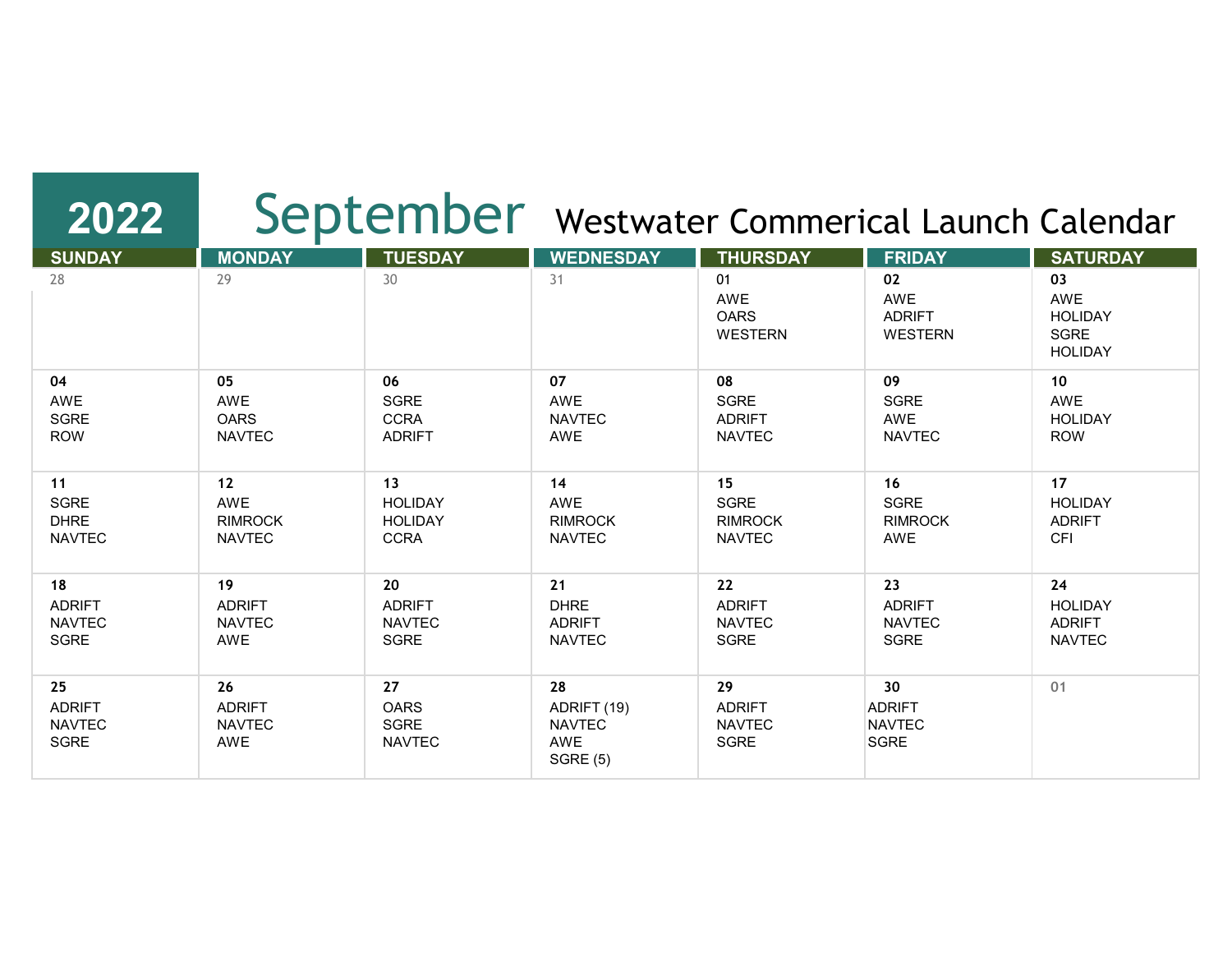# 2022 September Westwater Commerical Launch Calendar

| SUNDAY | MONDAY | TUESDAY | WEDNESDAY | THURSDAY | FRIDAY | SATURDAY |
|---|---|---|---|---|---|---|
| 28 | 29 | 30 | 31 | 01<br>AWE<br>OARS<br>WESTERN | 02<br>AWE<br>ADRIFT<br>WESTERN | 03<br>AWE<br>HOLIDAY<br>SGRE<br>HOLIDAY |
| 04<br>AWE<br>SGRE<br>ROW | 05<br>AWE<br>OARS<br>NAVTEC | 06<br>SGRE<br>CCRA<br>ADRIFT | 07<br>AWE<br>NAVTEC<br>AWE | 08<br>SGRE<br>ADRIFT<br>NAVTEC | 09<br>SGRE<br>AWE<br>NAVTEC | 10<br>AWE<br>HOLIDAY<br>ROW |
| 11<br>SGRE<br>DHRE<br>NAVTEC | 12<br>AWE<br>RIMROCK<br>NAVTEC | 13<br>HOLIDAY<br>HOLIDAY<br>CCRA | 14<br>AWE<br>RIMROCK<br>NAVTEC | 15<br>SGRE<br>RIMROCK<br>NAVTEC | 16<br>SGRE<br>RIMROCK<br>AWE | 17<br>HOLIDAY<br>ADRIFT<br>CFI |
| 18<br>ADRIFT<br>NAVTEC<br>SGRE | 19<br>ADRIFT<br>NAVTEC<br>AWE | 20<br>ADRIFT<br>NAVTEC<br>SGRE | 21<br>DHRE<br>ADRIFT<br>NAVTEC | 22<br>ADRIFT<br>NAVTEC<br>SGRE | 23<br>ADRIFT<br>NAVTEC<br>SGRE | 24<br>HOLIDAY<br>ADRIFT<br>NAVTEC |
| 25<br>ADRIFT<br>NAVTEC<br>SGRE | 26<br>ADRIFT<br>NAVTEC<br>AWE | 27<br>OARS<br>SGRE<br>NAVTEC | 28<br>ADRIFT (19)<br>NAVTEC<br>AWE<br>SGRE (5) | 29<br>ADRIFT<br>NAVTEC<br>SGRE | 30<br>ADRIFT<br>NAVTEC<br>SGRE | 01 |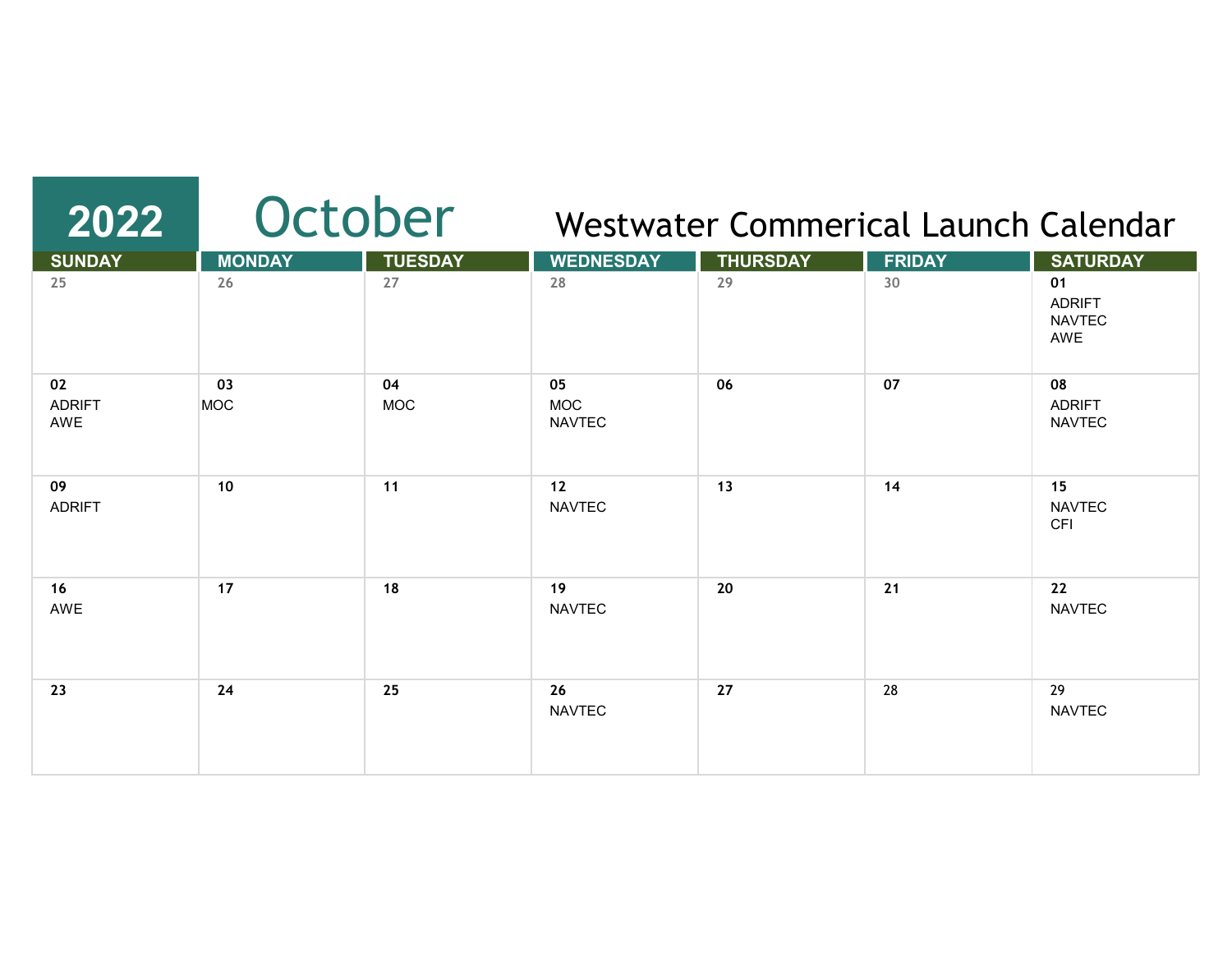# 2022 October

## Westwater Commerical Launch Calendar

| SUNDAY | MONDAY | TUESDAY | WEDNESDAY | THURSDAY | FRIDAY | SATURDAY |
|---|---|---|---|---|---|---|
| 25 | 26 | 27 | 28 | 29 | 30 | 01<br>ADRIFT<br>NAVTEC<br>AWE |
| 02<br>ADRIFT<br>AWE | 03<br>MOC | 04<br>MOC | 05<br>MOC<br>NAVTEC | 06 | 07 | 08<br>ADRIFT<br>NAVTEC |
| 09<br>ADRIFT | 10 | 11 | 12<br>NAVTEC | 13 | 14 | 15<br>NAVTEC<br>CFI |
| 16<br>AWE | 17 | 18 | 19<br>NAVTEC | 20 | 21 | 22<br>NAVTEC |
| 23 | 24 | 25 | 26<br>NAVTEC | 27 | 28 | 29<br>NAVTEC |